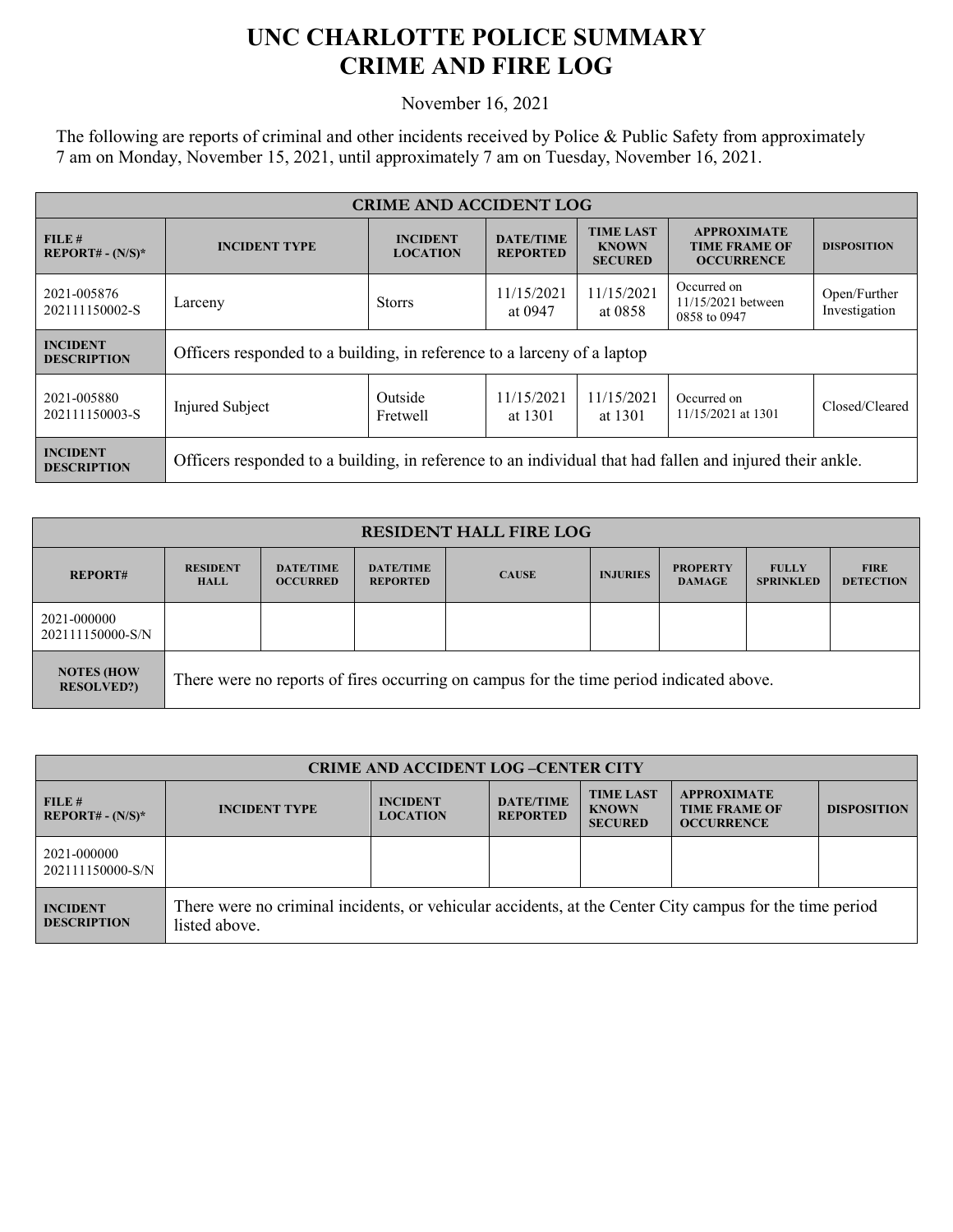# UNC CHARLOTTE POLICE SUMMARY
# CRIME AND FIRE LOG

November 16, 2021

The following are reports of criminal and other incidents received by Police & Public Safety from approximately 7 am on Monday, November 15, 2021, until approximately 7 am on Tuesday, November 16, 2021.

| CRIME AND ACCIDENT LOG | | | | | | |
|---|---|---|---|---|---|---|
| **FILE # REPORT# - (N/S)*** | **INCIDENT TYPE** | **INCIDENT LOCATION** | **DATE/TIME REPORTED** | **TIME LAST KNOWN SECURED** | **APPROXIMATE TIME FRAME OF OCCURRENCE** | **DISPOSITION** |
| 2021-005876 202111150002-S | Larceny | Storrs | 11/15/2021 at 0947 | 11/15/2021 at 0858 | Occurred on 11/15/2021 between 0858 to 0947 | Open/Further Investigation |
| **INCIDENT DESCRIPTION** | Officers responded to a building, in reference to a larceny of a laptop | | | | | |
| 2021-005880 202111150003-S | Injured Subject | Outside Fretwell | 11/15/2021 at 1301 | 11/15/2021 at 1301 | Occurred on 11/15/2021 at 1301 | Closed/Cleared |
| **INCIDENT DESCRIPTION** | Officers responded to a building, in reference to an individual that had fallen and injured their ankle. | | | | | |

| RESIDENT HALL FIRE LOG | | | | | | | | |
|---|---|---|---|---|---|---|---|---|
| **REPORT#** | **RESIDENT HALL** | **DATE/TIME OCCURRED** | **DATE/TIME REPORTED** | **CAUSE** | **INJURIES** | **PROPERTY DAMAGE** | **FULLY SPRINKLED** | **FIRE DETECTION** |
| 2021-000000 202111150000-S/N | | | | | | | | |
| **NOTES (HOW RESOLVED?)** | There were no reports of fires occurring on campus for the time period indicated above. | | | | | | | |

| CRIME AND ACCIDENT LOG –CENTER CITY | | | | | | |
|---|---|---|---|---|---|---|
| **FILE # REPORT# - (N/S)*** | **INCIDENT TYPE** | **INCIDENT LOCATION** | **DATE/TIME REPORTED** | **TIME LAST KNOWN SECURED** | **APPROXIMATE TIME FRAME OF OCCURRENCE** | **DISPOSITION** |
| 2021-000000 202111150000-S/N | | | | | | |
| **INCIDENT DESCRIPTION** | There were no criminal incidents, or vehicular accidents, at the Center City campus for the time period listed above. | | | | | |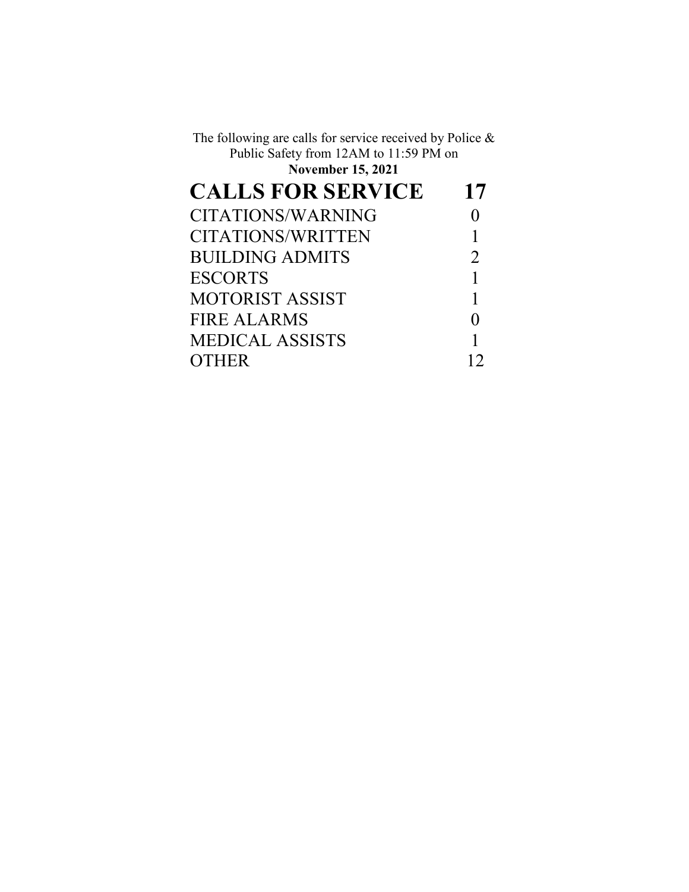The following are calls for service received by Police & Public Safety from 12AM to 11:59 PM on

**November 15, 2021**

| | |
|---|---|
| **CALLS FOR SERVICE** | **17** |
| CITATIONS/WARNING | 0 |
| CITATIONS/WRITTEN | 1 |
| BUILDING ADMITS | 2 |
| ESCORTS | 1 |
| MOTORIST ASSIST | 1 |
| FIRE ALARMS | 0 |
| MEDICAL ASSISTS | 1 |
| OTHER | 12 |